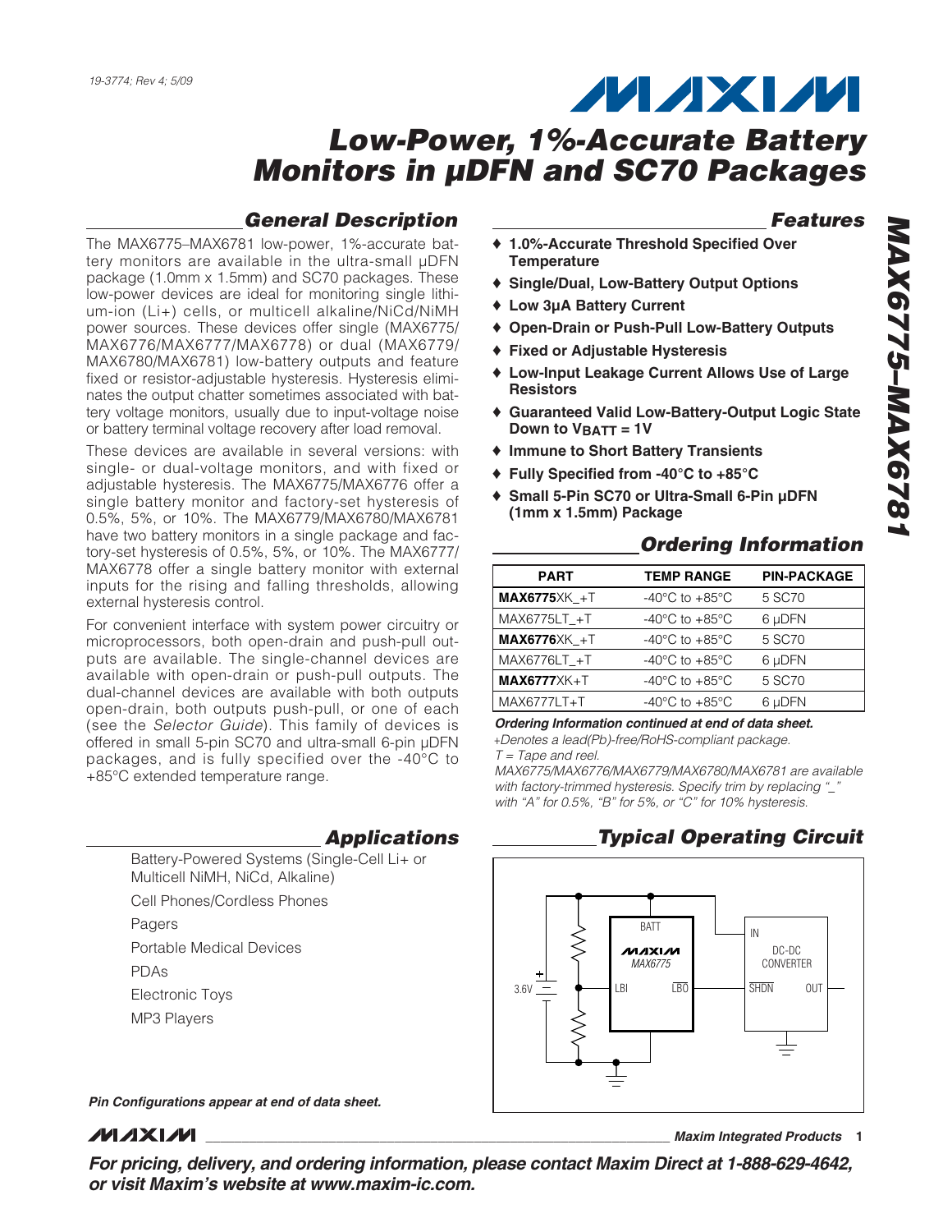# Low-Power, 1%-Accurate Battery Monitors in µDFN and SC70 Packages

## General Description

The MAX6775–MAX6781 low-power, 1%-accurate battery monitors are available in the ultra-small µDFN package (1.0mm x 1.5mm) and SC70 packages. These low-power devices are ideal for monitoring single lithium-ion (Li+) cells, or multicell alkaline/NiCd/NiMH power sources. These devices offer single (MAX6775/MAX6776/MAX6777/MAX6778) or dual (MAX6779/MAX6780/MAX6781) low-battery outputs and feature fixed or resistor-adjustable hysteresis. Hysteresis eliminates the output chatter sometimes associated with battery voltage monitors, usually due to input-voltage noise or battery terminal voltage recovery after load removal.

These devices are available in several versions: with single- or dual-voltage monitors, and with fixed or adjustable hysteresis. The MAX6775/MAX6776 offer a single battery monitor and factory-set hysteresis of 0.5%, 5%, or 10%. The MAX6779/MAX6780/MAX6781 have two battery monitors in a single package and factory-set hysteresis of 0.5%, 5%, or 10%. The MAX6777/MAX6778 offer a single battery monitor with external inputs for the rising and falling thresholds, allowing external hysteresis control.

For convenient interface with system power circuitry or microprocessors, both open-drain and push-pull outputs are available. The single-channel devices are available with open-drain or push-pull outputs. The dual-channel devices are available with both outputs open-drain, both outputs push-pull, or one of each (see the *Selector Guide*). This family of devices is offered in small 5-pin SC70 and ultra-small 6-pin µDFN packages, and is fully specified over the -40°C to +85°C extended temperature range.

## Applications

Battery-Powered Systems (Single-Cell Li+ or Multicell NiMH, NiCd, Alkaline)

Cell Phones/Cordless Phones

Pagers

Portable Medical Devices

PDAs

Electronic Toys

MP3 Players

***Pin Configurations appear at end of data sheet.***

## Features

- **1.0%-Accurate Threshold Specified Over Temperature**
- **Single/Dual, Low-Battery Output Options**
- **Low 3µA Battery Current**
- **Open-Drain or Push-Pull Low-Battery Outputs**
- **Fixed or Adjustable Hysteresis**
- **Low-Input Leakage Current Allows Use of Large Resistors**
- **Guaranteed Valid Low-Battery-Output Logic State Down to $V_{BATT}$ = 1V**
- **Immune to Short Battery Transients**
- **Fully Specified from -40°C to +85°C**
- **Small 5-Pin SC70 or Ultra-Small 6-Pin µDFN (1mm x 1.5mm) Package**

## Ordering Information

| PART | TEMP RANGE | PIN-PACKAGE |
|---|---|---|
| **MAX6775**XK_+T | -40°C to +85°C | 5 SC70 |
| MAX6775LT_+T | -40°C to +85°C | 6 µDFN |
| **MAX6776**XK_+T | -40°C to +85°C | 5 SC70 |
| MAX6776LT_+T | -40°C to +85°C | 6 µDFN |
| **MAX6777**XK+T | -40°C to +85°C | 5 SC70 |
| MAX6777LT+T | -40°C to +85°C | 6 µDFN |

***Ordering Information continued at end of data sheet.***

*+Denotes a lead(Pb)-free/RoHS-compliant package.*
*T = Tape and reel.*
*MAX6775/MAX6776/MAX6779/MAX6780/MAX6781 are available with factory-trimmed hysteresis. Specify trim by replacing "_" with "A" for 0.5%, "B" for 5%, or "C" for 10% hysteresis.*

## Typical Operating Circuit

**For pricing, delivery, and ordering information, please contact Maxim Direct at 1-888-629-4642, or visit Maxim's website at www.maxim-ic.com.**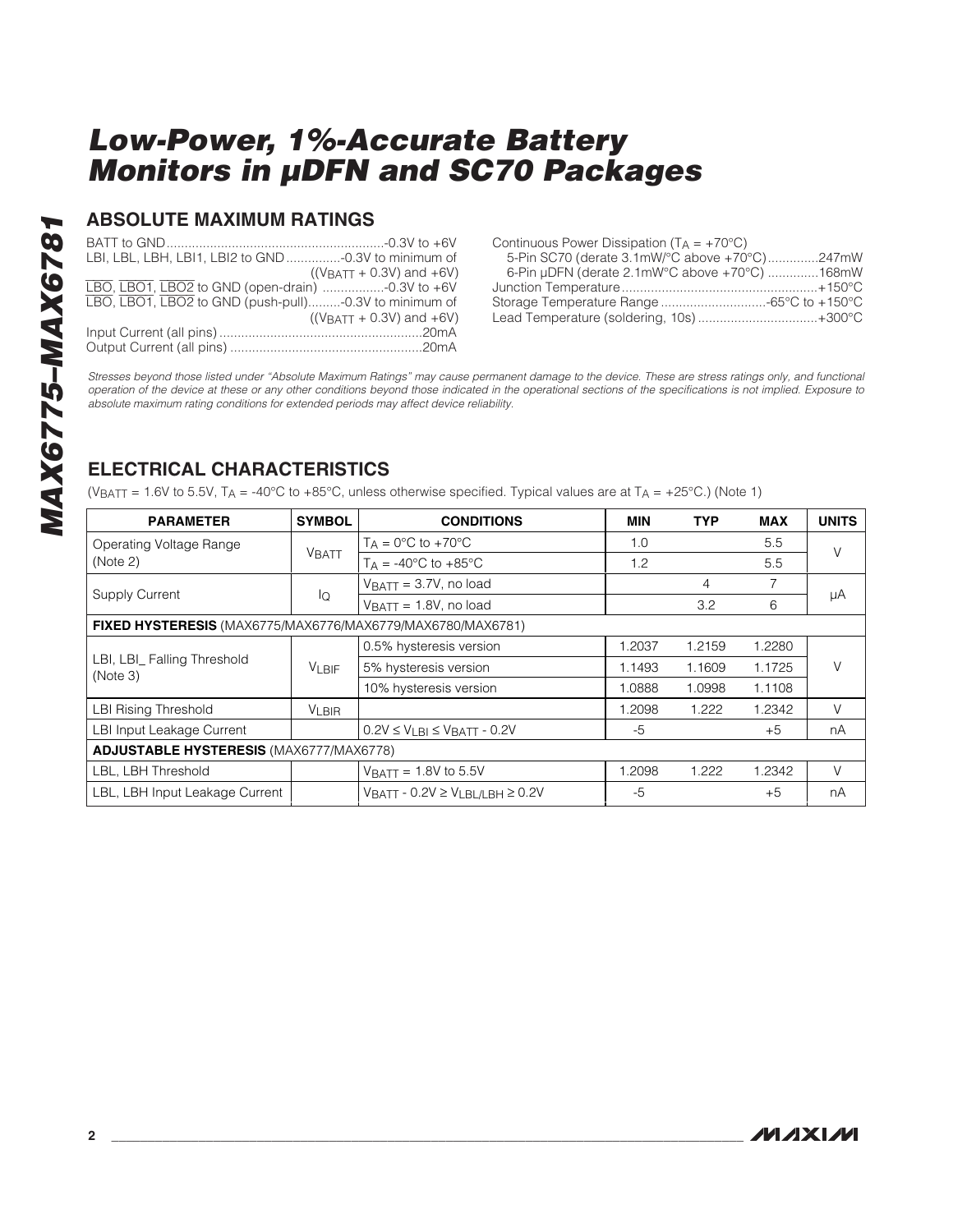## ABSOLUTE MAXIMUM RATINGS

BATT to GND ............................................................-0.3V to +6V
LBI, LBL, LBH, LBI1, LBI2 to GND ...............-0.3V to minimum of ((V$_{BATT}$ + 0.3V) and +6V)
$\overline{LBO}$, $\overline{LBO1}$, $\overline{LBO2}$ to GND (open-drain) .................-0.3V to +6V
$\overline{LBO}$, $\overline{LBO1}$, $\overline{LBO2}$ to GND (push-pull).........-0.3V to minimum of ((V$_{BATT}$ + 0.3V) and +6V)
Input Current (all pins) ........................................................20mA
Output Current (all pins) .....................................................20mA

Continuous Power Dissipation (T$_A$ = +70°C)
5-Pin SC70 (derate 3.1mW/°C above +70°C) ..............247mW
6-Pin µDFN (derate 2.1mW°C above +70°C) ..............168mW
Junction Temperature ......................................................+150°C
Storage Temperature Range .............................-65°C to +150°C
Lead Temperature (soldering, 10s) .................................+300°C

*Stresses beyond those listed under "Absolute Maximum Ratings" may cause permanent damage to the device. These are stress ratings only, and functional operation of the device at these or any other conditions beyond those indicated in the operational sections of the specifications is not implied. Exposure to absolute maximum rating conditions for extended periods may affect device reliability.*

## ELECTRICAL CHARACTERISTICS

(V$_{BATT}$ = 1.6V to 5.5V, T$_A$ = -40°C to +85°C, unless otherwise specified. Typical values are at T$_A$ = +25°C.) (Note 1)

| PARAMETER | SYMBOL | CONDITIONS | MIN | TYP | MAX | UNITS |
|---|---|---|---|---|---|---|
| Operating Voltage Range (Note 2) | $V_{BATT}$ | T$_A$ = 0°C to +70°C | 1.0 | | 5.5 | V |
| | | T$_A$ = -40°C to +85°C | 1.2 | | 5.5 | |
| Supply Current | $I_Q$ | V$_{BATT}$ = 3.7V, no load | | 4 | 7 | µA |
| | | V$_{BATT}$ = 1.8V, no load | | 3.2 | 6 | |
| **FIXED HYSTERESIS** (MAX6775/MAX6776/MAX6779/MAX6780/MAX6781) | | | | | | |
| LBI, LBI_ Falling Threshold (Note 3) | $V_{LBIF}$ | 0.5% hysteresis version | 1.2037 | 1.2159 | 1.2280 | V |
| | | 5% hysteresis version | 1.1493 | 1.1609 | 1.1725 | |
| | | 10% hysteresis version | 1.0888 | 1.0998 | 1.1108 | |
| LBI Rising Threshold | $V_{LBIR}$ | | 1.2098 | 1.222 | 1.2342 | V |
| LBI Input Leakage Current | | 0.2V ≤ V$_{LBI}$ ≤ V$_{BATT}$ - 0.2V | -5 | | +5 | nA |
| **ADJUSTABLE HYSTERESIS** (MAX6777/MAX6778) | | | | | | |
| LBL, LBH Threshold | | V$_{BATT}$ = 1.8V to 5.5V | 1.2098 | 1.222 | 1.2342 | V |
| LBL, LBH Input Leakage Current | | V$_{BATT}$ - 0.2V ≥ V$_{LBL/LBH}$ ≥ 0.2V | -5 | | +5 | nA |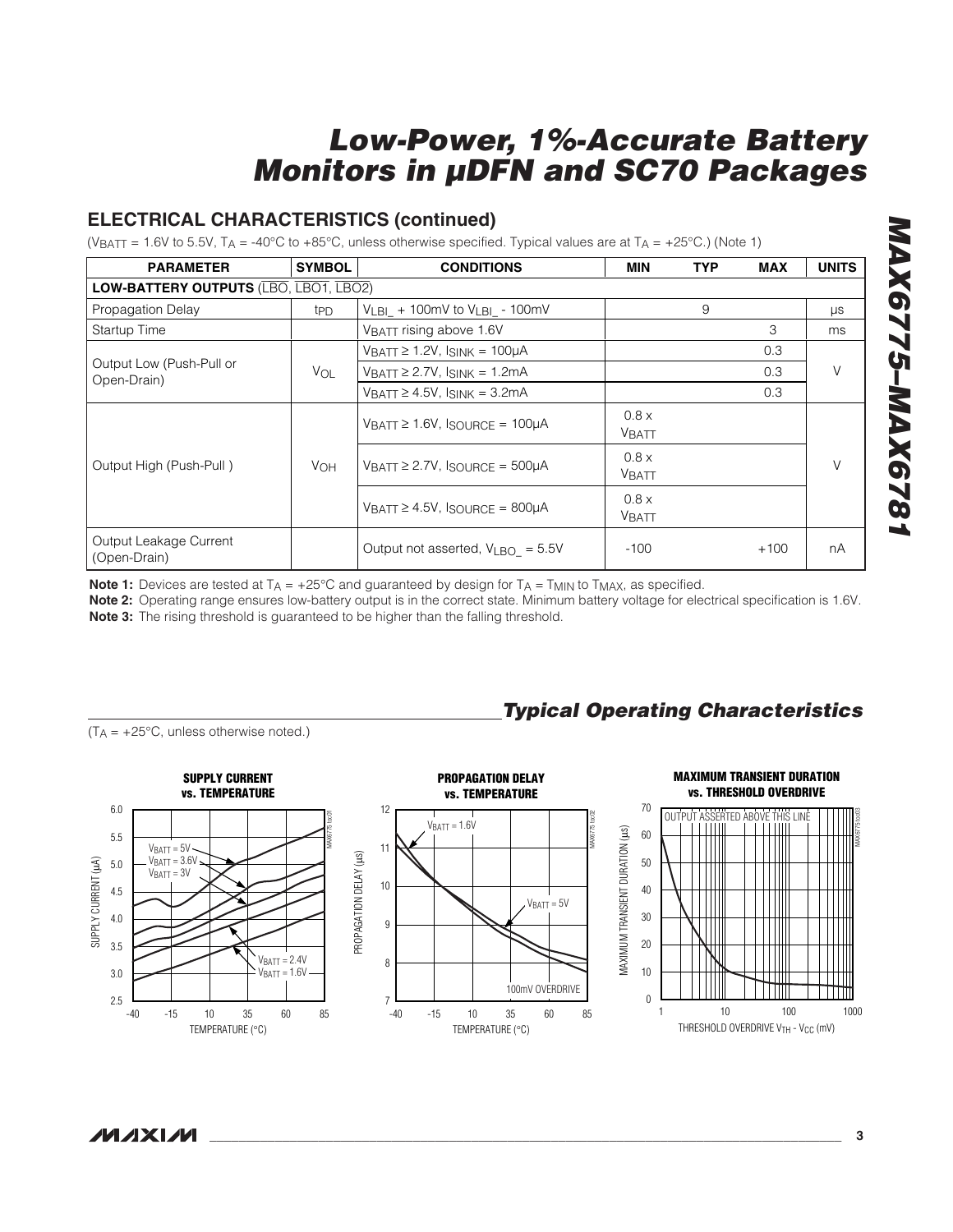## ELECTRICAL CHARACTERISTICS (continued)

($V_{BATT}$ = 1.6V to 5.5V, $T_A$ = -40°C to +85°C, unless otherwise specified. Typical values are at $T_A$ = +25°C.) (Note 1)

| PARAMETER | SYMBOL | CONDITIONS | MIN | TYP | MAX | UNITS |
|---|---|---|---|---|---|---|
| **LOW-BATTERY OUTPUTS** ($\overline{LBO}$, $\overline{LBO1}$, $\overline{LBO2}$) | | | | | | |
| Propagation Delay | $t_{PD}$ | $V_{LBI\_}$ + 100mV to $V_{LBI\_}$ - 100mV | | 9 | | µs |
| Startup Time | | $V_{BATT}$ rising above 1.6V | | | 3 | ms |
| Output Low (Push-Pull or Open-Drain) | $V_{OL}$ | $V_{BATT}$ ≥ 1.2V, $I_{SINK}$ = 100µA | | | 0.3 | V |
| | | $V_{BATT}$ ≥ 2.7V, $I_{SINK}$ = 1.2mA | | | 0.3 | |
| | | $V_{BATT}$ ≥ 4.5V, $I_{SINK}$ = 3.2mA | | | 0.3 | |
| Output High (Push-Pull ) | $V_{OH}$ | $V_{BATT}$ ≥ 1.6V, $I_{SOURCE}$ = 100µA | 0.8 x $V_{BATT}$ | | | V |
| | | $V_{BATT}$ ≥ 2.7V, $I_{SOURCE}$ = 500µA | 0.8 x $V_{BATT}$ | | | |
| | | $V_{BATT}$ ≥ 4.5V, $I_{SOURCE}$ = 800µA | 0.8 x $V_{BATT}$ | | | |
| Output Leakage Current (Open-Drain) | | Output not asserted, $V_{\overline{LBO}\_}$ = 5.5V | -100 | | +100 | nA |

**Note 1:** Devices are tested at $T_A$ = +25°C and guaranteed by design for $T_A$ = $T_{MIN}$ to $T_{MAX}$, as specified.
**Note 2:** Operating range ensures low-battery output is in the correct state. Minimum battery voltage for electrical specification is 1.6V.
**Note 3:** The rising threshold is guaranteed to be higher than the falling threshold.

## *Typical Operating Characteristics*

($T_A$ = +25°C, unless otherwise noted.)

**SUPPLY CURRENT vs. TEMPERATURE**

**PROPAGATION DELAY vs. TEMPERATURE**

**MAXIMUM TRANSIENT DURATION vs. THRESHOLD OVERDRIVE**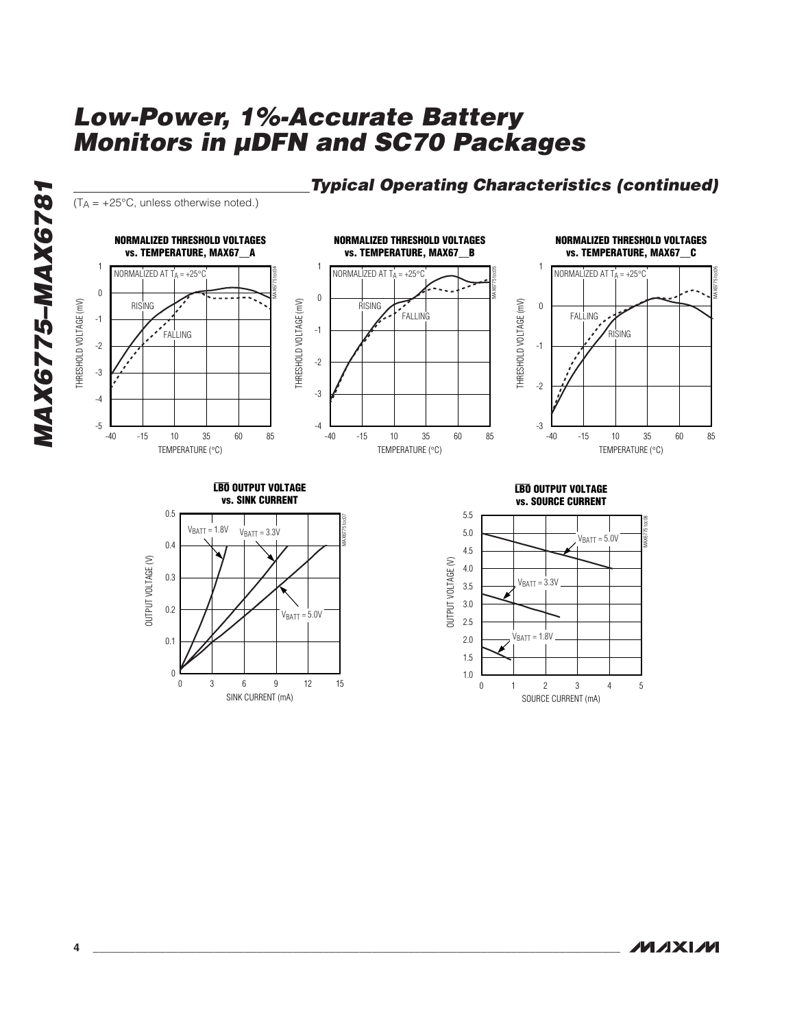## Typical Operating Characteristics (continued)

($T_A$ = +25°C, unless otherwise noted.)

**NORMALIZED THRESHOLD VOLTAGES vs. TEMPERATURE, MAX67__A**

NORMALIZED AT $T_A$ = +25°C

RISING

FALLING

THRESHOLD VOLTAGE (mV)

TEMPERATURE (°C)

**NORMALIZED THRESHOLD VOLTAGES vs. TEMPERATURE, MAX67__B**

NORMALIZED AT $T_A$ = +25°C

RISING

FALLING

THRESHOLD VOLTAGE (mV)

TEMPERATURE (°C)

**NORMALIZED THRESHOLD VOLTAGES vs. TEMPERATURE, MAX67__C**

NORMALIZED AT $T_A$ = +25°C

FALLING

RISING

THRESHOLD VOLTAGE (mV)

TEMPERATURE (°C)

**$\overline{LBO}$ OUTPUT VOLTAGE vs. SINK CURRENT**

$V_{BATT}$ = 1.8V

$V_{BATT}$ = 3.3V

$V_{BATT}$ = 5.0V

OUTPUT VOLTAGE (V)

SINK CURRENT (mA)

**$\overline{LBO}$ OUTPUT VOLTAGE vs. SOURCE CURRENT**

$V_{BATT}$ = 5.0V

$V_{BATT}$ = 3.3V

$V_{BATT}$ = 1.8V

OUTPUT VOLTAGE (V)

SOURCE CURRENT (mA)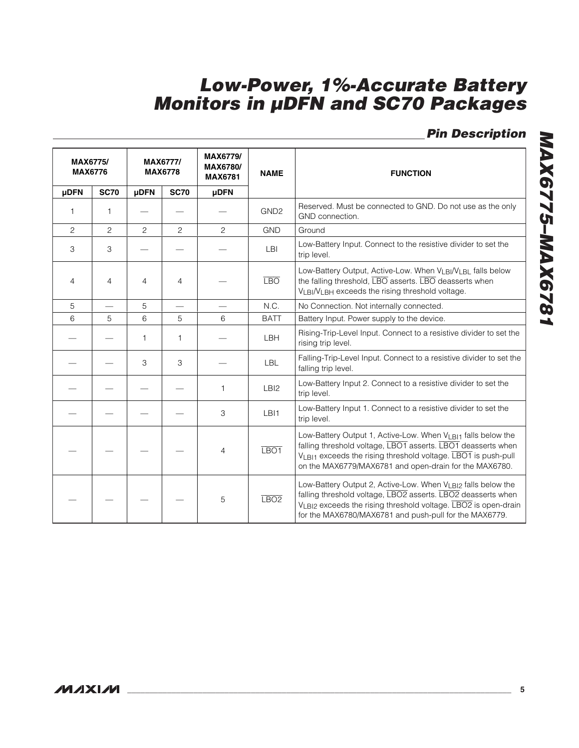## Pin Description

| MAX6775/ MAX6776 | | MAX6777/ MAX6778 | | MAX6779/ MAX6780/ MAX6781 | NAME | FUNCTION |
|---|---|---|---|---|---|---|
| µDFN | SC70 | µDFN | SC70 | µDFN | | |
| 1 | 1 | — | — | — | GND2 | Reserved. Must be connected to GND. Do not use as the only GND connection. |
| 2 | 2 | 2 | 2 | 2 | GND | Ground |
| 3 | 3 | — | — | — | LBI | Low-Battery Input. Connect to the resistive divider to set the trip level. |
| 4 | 4 | 4 | 4 | — | $\overline{LBO}$ | Low-Battery Output, Active-Low. When $V_{LBI}$/$V_{LBL}$ falls below the falling threshold, $\overline{LBO}$ asserts. $\overline{LBO}$ deasserts when $V_{LBI}$/$V_{LBH}$ exceeds the rising threshold voltage. |
| 5 | — | 5 | — | — | N.C. | No Connection. Not internally connected. |
| 6 | 5 | 6 | 5 | 6 | BATT | Battery Input. Power supply to the device. |
| — | — | 1 | 1 | — | LBH | Rising-Trip-Level Input. Connect to a resistive divider to set the rising trip level. |
| — | — | 3 | 3 | — | LBL | Falling-Trip-Level Input. Connect to a resistive divider to set the falling trip level. |
| — | — | — | — | 1 | LBI2 | Low-Battery Input 2. Connect to a resistive divider to set the trip level. |
| — | — | — | — | 3 | LBI1 | Low-Battery Input 1. Connect to a resistive divider to set the trip level. |
| — | — | — | — | 4 | $\overline{LBO1}$ | Low-Battery Output 1, Active-Low. When $V_{LBI1}$ falls below the falling threshold voltage, $\overline{LBO1}$ asserts. $\overline{LBO1}$ deasserts when $V_{LBI1}$ exceeds the rising threshold voltage. $\overline{LBO1}$ is push-pull on the MAX6779/MAX6781 and open-drain for the MAX6780. |
| — | — | — | — | 5 | $\overline{LBO2}$ | Low-Battery Output 2, Active-Low. When $V_{LBI2}$ falls below the falling threshold voltage, $\overline{LBO2}$ asserts. $\overline{LBO2}$ deasserts when $V_{LBI2}$ exceeds the rising threshold voltage. $\overline{LBO2}$ is open-drain for the MAX6780/MAX6781 and push-pull for the MAX6779. |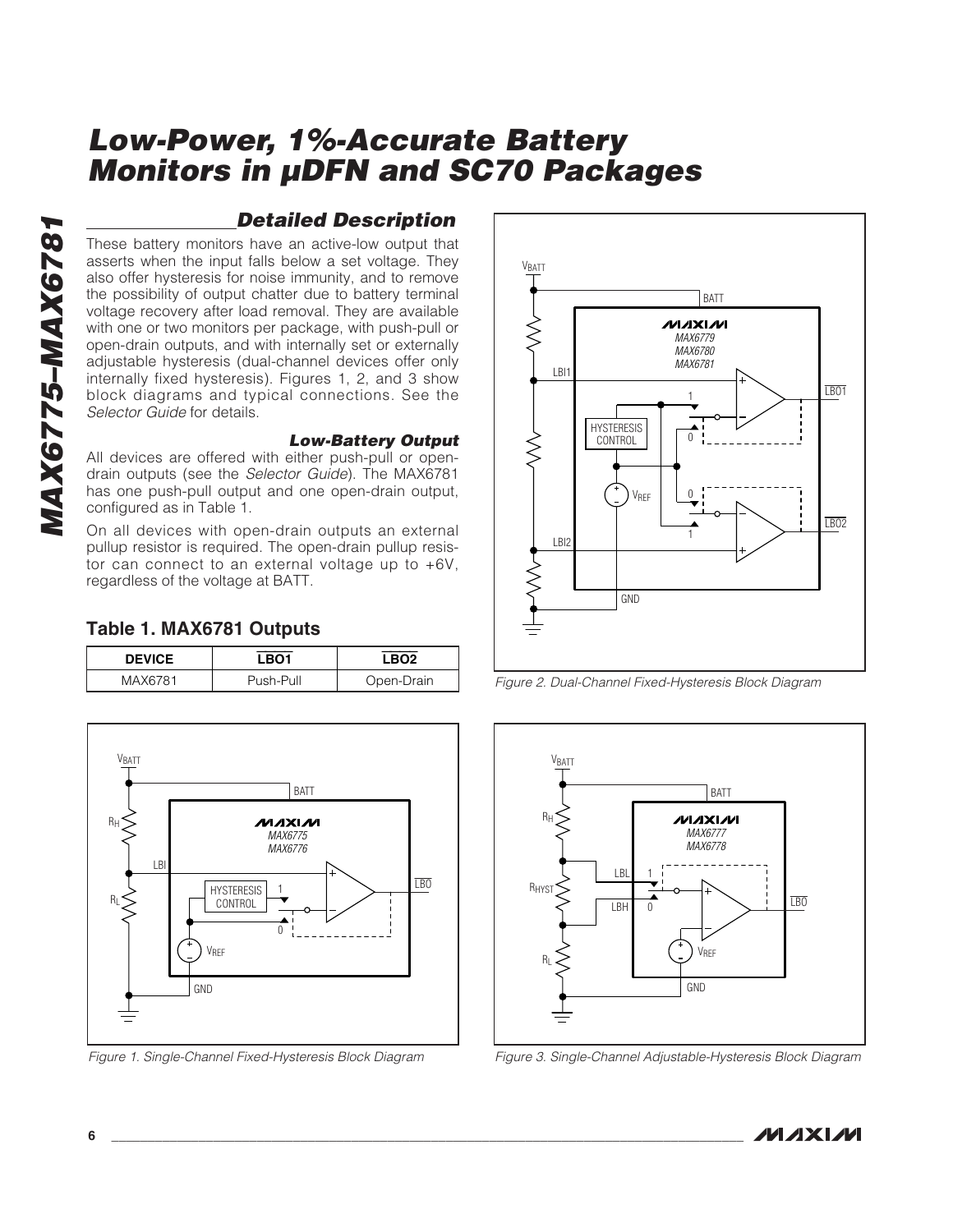## Detailed Description

These battery monitors have an active-low output that asserts when the input falls below a set voltage. They also offer hysteresis for noise immunity, and to remove the possibility of output chatter due to battery terminal voltage recovery after load removal. They are available with one or two monitors per package, with push-pull or open-drain outputs, and with internally set or externally adjustable hysteresis (dual-channel devices offer only internally fixed hysteresis). Figures 1, 2, and 3 show block diagrams and typical connections. See the *Selector Guide* for details.

### Low-Battery Output

All devices are offered with either push-pull or open-drain outputs (see the *Selector Guide*). The MAX6781 has one push-pull output and one open-drain output, configured as in Table 1.

On all devices with open-drain outputs an external pullup resistor is required. The open-drain pullup resistor can connect to an external voltage up to +6V, regardless of the voltage at BATT.

**Table 1. MAX6781 Outputs**

| DEVICE | $\overline{LBO1}$ | $\overline{LBO2}$ |
|---|---|---|
| MAX6781 | Push-Pull | Open-Drain |

*Figure 1. Single-Channel Fixed-Hysteresis Block Diagram*

*Figure 2. Dual-Channel Fixed-Hysteresis Block Diagram*

*Figure 3. Single-Channel Adjustable-Hysteresis Block Diagram*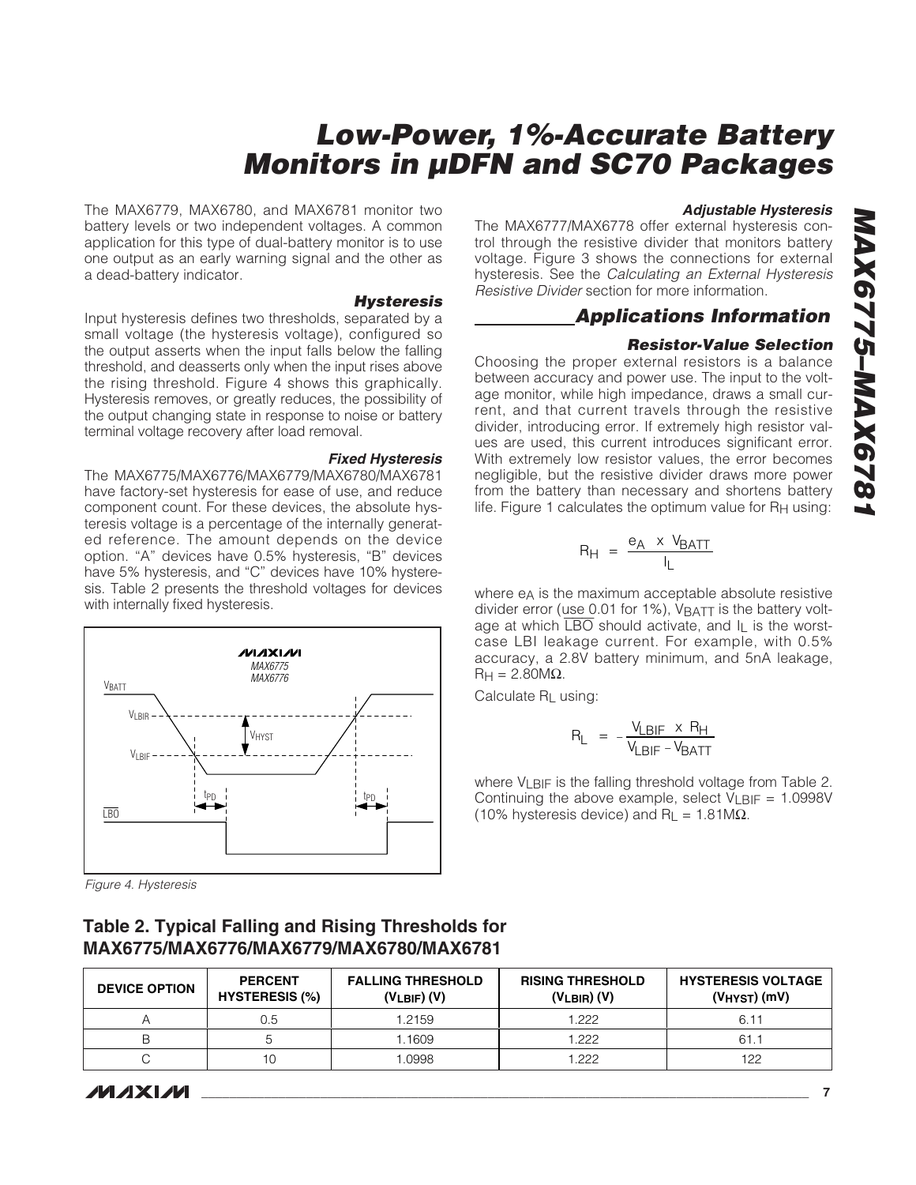The MAX6779, MAX6780, and MAX6781 monitor two battery levels or two independent voltages. A common application for this type of dual-battery monitor is to use one output as an early warning signal and the other as a dead-battery indicator.

### Hysteresis

Input hysteresis defines two thresholds, separated by a small voltage (the hysteresis voltage), configured so the output asserts when the input falls below the falling threshold, and deasserts only when the input rises above the rising threshold. Figure 4 shows this graphically. Hysteresis removes, or greatly reduces, the possibility of the output changing state in response to noise or battery terminal voltage recovery after load removal.

### Fixed Hysteresis

The MAX6775/MAX6776/MAX6779/MAX6780/MAX6781 have factory-set hysteresis for ease of use, and reduce component count. For these devices, the absolute hysteresis voltage is a percentage of the internally generated reference. The amount depends on the device option. "A" devices have 0.5% hysteresis, "B" devices have 5% hysteresis, and "C" devices have 10% hysteresis. Table 2 presents the threshold voltages for devices with internally fixed hysteresis.

*Figure 4. Hysteresis*

### Adjustable Hysteresis

The MAX6777/MAX6778 offer external hysteresis control through the resistive divider that monitors battery voltage. Figure 3 shows the connections for external hysteresis. See the *Calculating an External Hysteresis Resistive Divider* section for more information.

## Applications Information

### Resistor-Value Selection

Choosing the proper external resistors is a balance between accuracy and power use. The input to the voltage monitor, while high impedance, draws a small current, and that current travels through the resistive divider, introducing error. If extremely high resistor values are used, this current introduces significant error. With extremely low resistor values, the error becomes negligible, but the resistive divider draws more power from the battery than necessary and shortens battery life. Figure 1 calculates the optimum value for $R_H$ using:

$$R_H = \frac{e_A \times V_{BATT}}{I_L}$$

where $e_A$ is the maximum acceptable absolute resistive divider error (use 0.01 for 1%), $V_{BATT}$ is the battery voltage at which $\overline{LBO}$ should activate, and $I_L$ is the worst-case LBI leakage current. For example, with 0.5% accuracy, a 2.8V battery minimum, and 5nA leakage, $R_H = 2.80M\Omega$.

Calculate $R_L$ using:

$$R_L = -\frac{V_{LBIF} \times R_H}{V_{LBIF} - V_{BATT}}$$

where $V_{LBIF}$ is the falling threshold voltage from Table 2. Continuing the above example, select $V_{LBIF} = 1.0998V$ (10% hysteresis device) and $R_L = 1.81M\Omega$.

### Table 2. Typical Falling and Rising Thresholds for MAX6775/MAX6776/MAX6779/MAX6780/MAX6781

| DEVICE OPTION | PERCENT HYSTERESIS (%) | FALLING THRESHOLD ($V_{LBIF}$) (V) | RISING THRESHOLD ($V_{LBIR}$) (V) | HYSTERESIS VOLTAGE ($V_{HYST}$) (mV) |
|---|---|---|---|---|
| A | 0.5 | 1.2159 | 1.222 | 6.11 |
| B | 5 | 1.1609 | 1.222 | 61.1 |
| C | 10 | 1.0998 | 1.222 | 122 |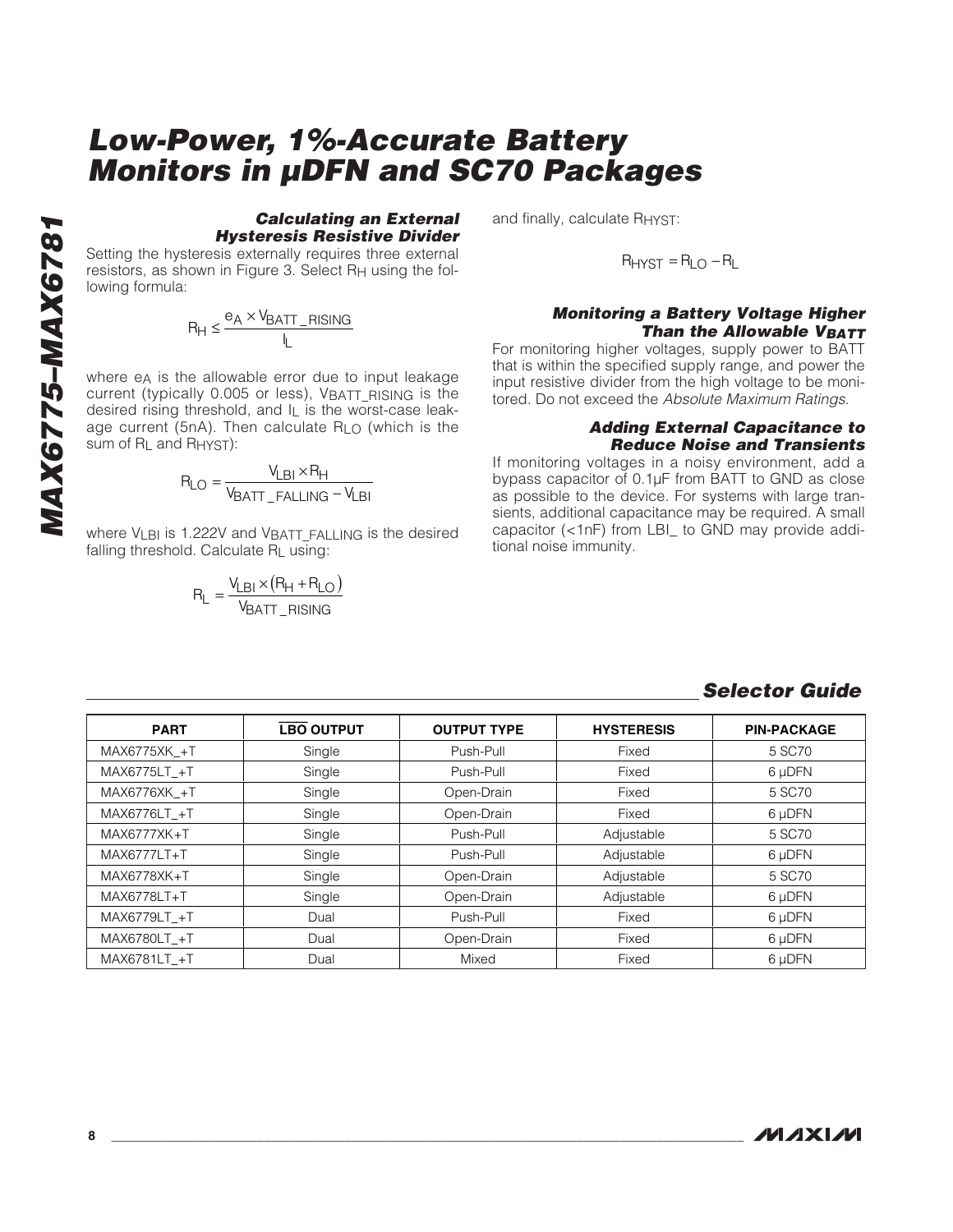### Calculating an External Hysteresis Resistive Divider

Setting the hysteresis externally requires three external resistors, as shown in Figure 3. Select $R_H$ using the following formula:

$$R_H \leq \frac{e_A \times V_{BATT\_RISING}}{I_L}$$

where $e_A$ is the allowable error due to input leakage current (typically 0.005 or less), $V_{BATT\_RISING}$ is the desired rising threshold, and $I_L$ is the worst-case leakage current (5nA). Then calculate $R_{LO}$ (which is the sum of $R_L$ and $R_{HYST}$):

$$R_{LO} = \frac{V_{LBI} \times R_H}{V_{BATT\_FALLING} - V_{LBI}}$$

where $V_{LBI}$ is 1.222V and $V_{BATT\_FALLING}$ is the desired falling threshold. Calculate $R_L$ using:

$$R_L = \frac{V_{LBI} \times (R_H + R_{LO})}{V_{BATT\_RISING}}$$

and finally, calculate $R_{HYST}$:

$$R_{HYST} = R_{LO} - R_L$$

### Monitoring a Battery Voltage Higher Than the Allowable $V_{BATT}$

For monitoring higher voltages, supply power to BATT that is within the specified supply range, and power the input resistive divider from the high voltage to be monitored. Do not exceed the *Absolute Maximum Ratings*.

### Adding External Capacitance to Reduce Noise and Transients

If monitoring voltages in a noisy environment, add a bypass capacitor of 0.1µF from BATT to GND as close as possible to the device. For systems with large transients, additional capacitance may be required. A small capacitor (<1nF) from LBI_ to GND may provide additional noise immunity.

## Selector Guide

| PART | $\overline{\text{LBO}}$ OUTPUT | OUTPUT TYPE | HYSTERESIS | PIN-PACKAGE |
|---|---|---|---|---|
| MAX6775XK_+T | Single | Push-Pull | Fixed | 5 SC70 |
| MAX6775LT_+T | Single | Push-Pull | Fixed | 6 µDFN |
| MAX6776XK_+T | Single | Open-Drain | Fixed | 5 SC70 |
| MAX6776LT_+T | Single | Open-Drain | Fixed | 6 µDFN |
| MAX6777XK+T | Single | Push-Pull | Adjustable | 5 SC70 |
| MAX6777LT+T | Single | Push-Pull | Adjustable | 6 µDFN |
| MAX6778XK+T | Single | Open-Drain | Adjustable | 5 SC70 |
| MAX6778LT+T | Single | Open-Drain | Adjustable | 6 µDFN |
| MAX6779LT_+T | Dual | Push-Pull | Fixed | 6 µDFN |
| MAX6780LT_+T | Dual | Open-Drain | Fixed | 6 µDFN |
| MAX6781LT_+T | Dual | Mixed | Fixed | 6 µDFN |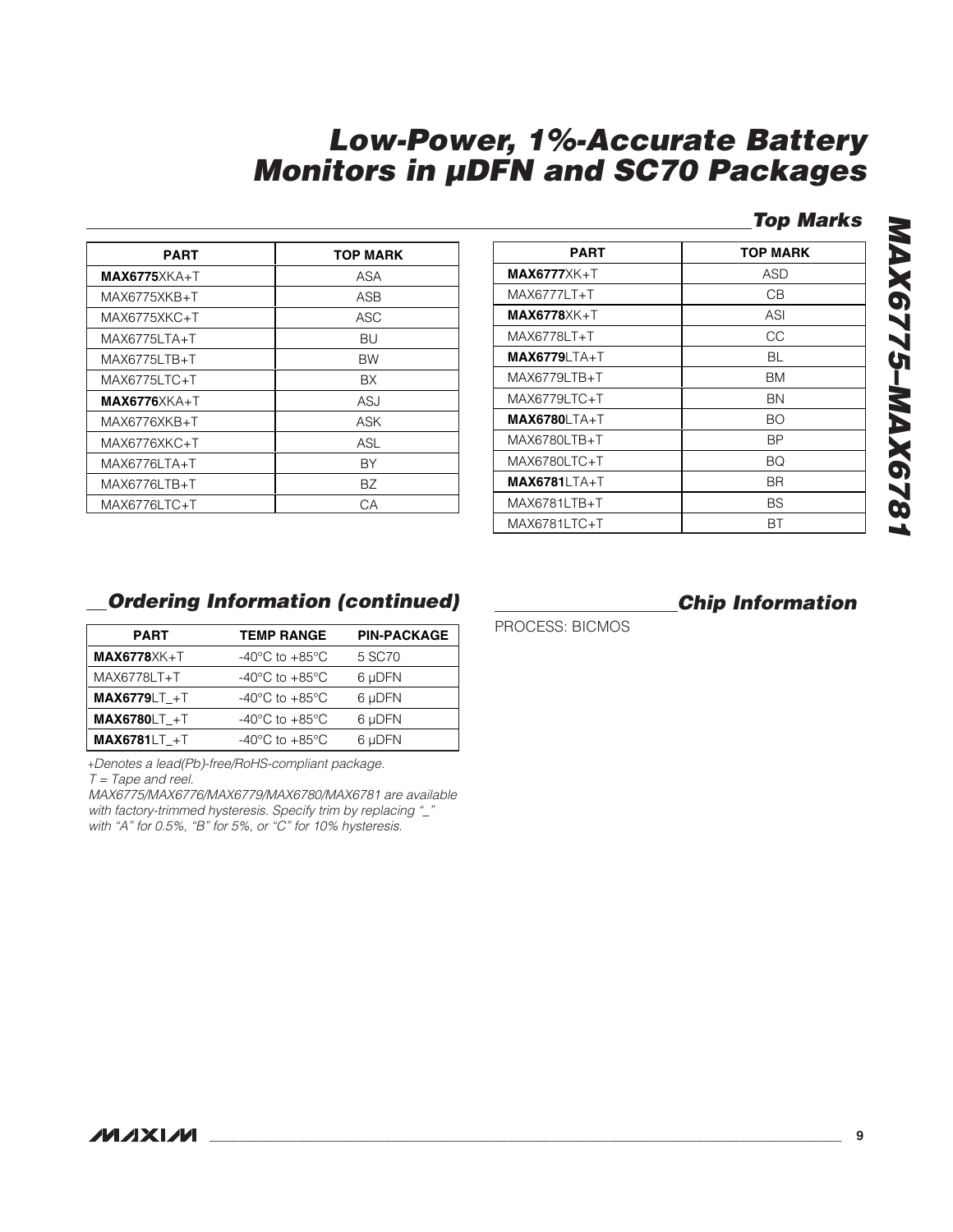## Top Marks

| PART | TOP MARK |
|---|---|
| **MAX6775**XKA+T | ASA |
| MAX6775XKB+T | ASB |
| MAX6775XKC+T | ASC |
| MAX6775LTA+T | BU |
| MAX6775LTB+T | BW |
| MAX6775LTC+T | BX |
| **MAX6776**XKA+T | ASJ |
| MAX6776XKB+T | ASK |
| MAX6776XKC+T | ASL |
| MAX6776LTA+T | BY |
| MAX6776LTB+T | BZ |
| MAX6776LTC+T | CA |

| PART | TOP MARK |
|---|---|
| **MAX6777**XK+T | ASD |
| MAX6777LT+T | CB |
| **MAX6778**XK+T | ASI |
| MAX6778LT+T | CC |
| **MAX6779**LTA+T | BL |
| MAX6779LTB+T | BM |
| MAX6779LTC+T | BN |
| **MAX6780**LTA+T | BO |
| MAX6780LTB+T | BP |
| MAX6780LTC+T | BQ |
| **MAX6781**LTA+T | BR |
| MAX6781LTB+T | BS |
| MAX6781LTC+T | BT |

## Ordering Information (continued)

| PART | TEMP RANGE | PIN-PACKAGE |
|---|---|---|
| **MAX6778**XK+T | -40°C to +85°C | 5 SC70 |
| MAX6778LT+T | -40°C to +85°C | 6 µDFN |
| **MAX6779**LT_+T | -40°C to +85°C | 6 µDFN |
| **MAX6780**LT_+T | -40°C to +85°C | 6 µDFN |
| **MAX6781**LT_+T | -40°C to +85°C | 6 µDFN |

*+Denotes a lead(Pb)-free/RoHS-compliant package.*
*T = Tape and reel.*
*MAX6775/MAX6776/MAX6779/MAX6780/MAX6781 are available with factory-trimmed hysteresis. Specify trim by replacing "_" with "A" for 0.5%, "B" for 5%, or "C" for 10% hysteresis.*

## Chip Information

PROCESS: BICMOS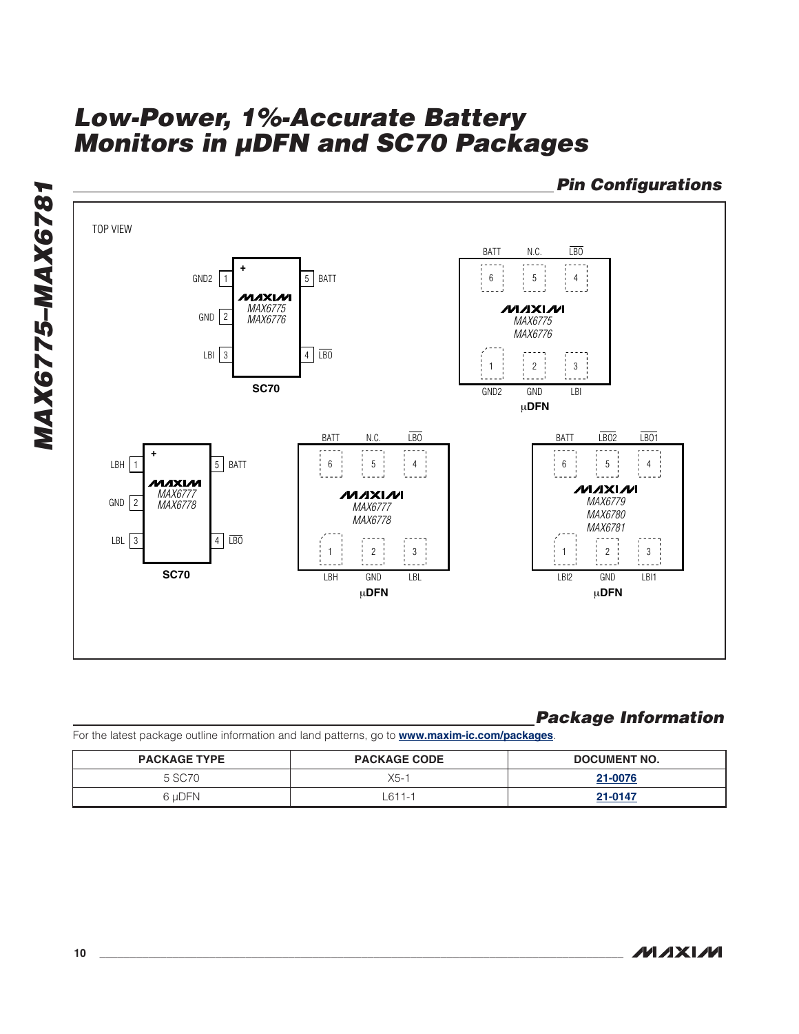## Pin Configurations

TOP VIEW

**SC70 — MAX6775/MAX6776**

| Pin | Name |
|---|---|
| 1 | GND2 |
| 2 | GND |
| 3 | LBI |
| 4 | $\overline{LBO}$ |
| 5 | BATT |

**μDFN — MAX6775/MAX6776**

| Pin | Name |
|---|---|
| 1 | GND2 |
| 2 | GND |
| 3 | LBI |
| 4 | $\overline{LBO}$ |
| 5 | N.C. |
| 6 | BATT |

**SC70 — MAX6777/MAX6778**

| Pin | Name |
|---|---|
| 1 | LBH |
| 2 | GND |
| 3 | LBL |
| 4 | $\overline{LBO}$ |
| 5 | BATT |

**μDFN — MAX6777/MAX6778**

| Pin | Name |
|---|---|
| 1 | LBH |
| 2 | GND |
| 3 | LBL |
| 4 | $\overline{LBO}$ |
| 5 | N.C. |
| 6 | BATT |

**μDFN — MAX6779/MAX6780/MAX6781**

| Pin | Name |
|---|---|
| 1 | LBI2 |
| 2 | GND |
| 3 | LBI1 |
| 4 | $\overline{LBO1}$ |
| 5 | $\overline{LBO2}$ |
| 6 | BATT |

## Package Information

For the latest package outline information and land patterns, go to **www.maxim-ic.com/packages**.

| PACKAGE TYPE | PACKAGE CODE | DOCUMENT NO. |
|---|---|---|
| 5 SC70 | X5-1 | **21-0076** |
| 6 μDFN | L611-1 | **21-0147** |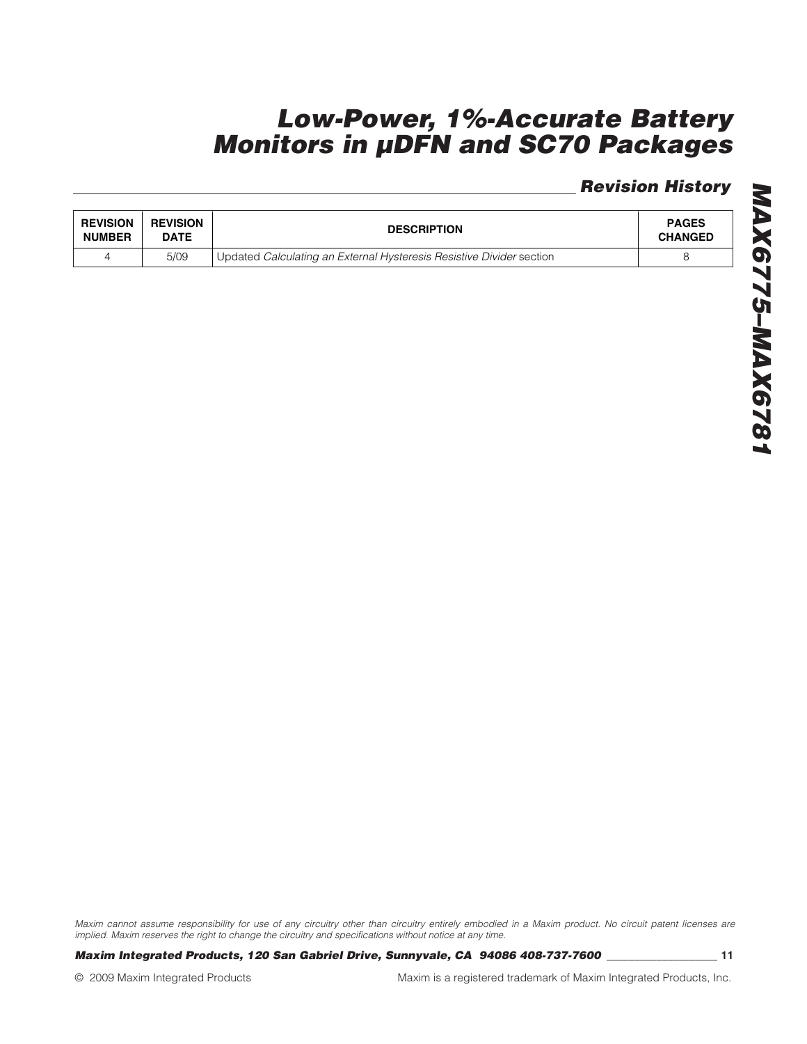## Revision History

| REVISION NUMBER | REVISION DATE | DESCRIPTION | PAGES CHANGED |
|---|---|---|---|
| 4 | 5/09 | Updated *Calculating an External Hysteresis Resistive Divider* section | 8 |

*Maxim cannot assume responsibility for use of any circuitry other than circuitry entirely embodied in a Maxim product. No circuit patent licenses are implied. Maxim reserves the right to change the circuitry and specifications without notice at any time.*

***Maxim Integrated Products, 120 San Gabriel Drive, Sunnyvale, CA 94086 408-737-7600***

© 2009 Maxim Integrated Products

Maxim is a registered trademark of Maxim Integrated Products, Inc.